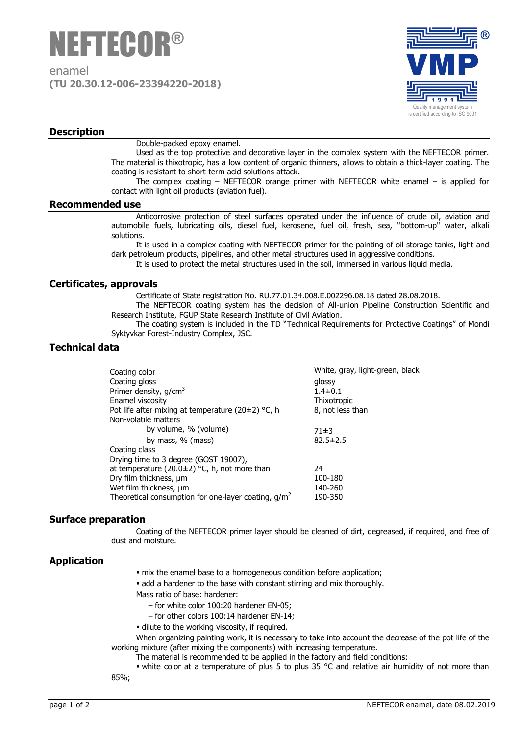# NEFTECOR®

enamel
**(TU 20.30.12-006-23394220-2018)**

VMP® 1991
Quality management system is certified according to ISO 9001

## Description

Double-packed epoxy enamel.

Used as the top protective and decorative layer in the complex system with the NEFTECOR primer. The material is thixotropic, has a low content of organic thinners, allows to obtain a thick-layer coating. The coating is resistant to short-term acid solutions attack.

The complex coating – NEFTECOR orange primer with NEFTECOR white enamel – is applied for contact with light oil products (aviation fuel).

## Recommended use

Anticorrosive protection of steel surfaces operated under the influence of crude oil, aviation and automobile fuels, lubricating oils, diesel fuel, kerosene, fuel oil, fresh, sea, "bottom-up" water, alkali solutions.

It is used in a complex coating with NEFTECOR primer for the painting of oil storage tanks, light and dark petroleum products, pipelines, and other metal structures used in aggressive conditions.

It is used to protect the metal structures used in the soil, immersed in various liquid media.

## Certificates, approvals

Certificate of State registration No. RU.77.01.34.008.E.002296.08.18 dated 28.08.2018.

The NEFTECOR coating system has the decision of All-union Pipeline Construction Scientific and Research Institute, FGUP State Research Institute of Civil Aviation.

The coating system is included in the TD "Technical Requirements for Protective Coatings" of Mondi Syktyvkar Forest-Industry Complex, JSC.

## Technical data

| Parameter | Value |
|---|---|
| Coating color | White, gray, light-green, black |
| Coating gloss | glossy |
| Primer density, g/cm$^3$ | 1.4±0.1 |
| Enamel viscosity | Thixotropic |
| Pot life after mixing at temperature (20±2) °C, h | 8, not less than |
| Non-volatile matters | |
| by volume, % (volume) | 71±3 |
| by mass, % (mass) | 82.5±2.5 |
| Coating class | |
| Drying time to 3 degree (GOST 19007), at temperature (20.0±2) °C, h, not more than | 24 |
| Dry film thickness, μm | 100-180 |
| Wet film thickness, μm | 140-260 |
| Theoretical consumption for one-layer coating, g/m$^2$ | 190-350 |

## Surface preparation

Coating of the NEFTECOR primer layer should be cleaned of dirt, degreased, if required, and free of dust and moisture.

## Application

- mix the enamel base to a homogeneous condition before application;
- add a hardener to the base with constant stirring and mix thoroughly.

Mass ratio of base: hardener:

- for white color 100:20 hardener EN-05;
- for other colors 100:14 hardener EN-14;

- dilute to the working viscosity, if required.

When organizing painting work, it is necessary to take into account the decrease of the pot life of the working mixture (after mixing the components) with increasing temperature.

The material is recommended to be applied in the factory and field conditions:

- white color at a temperature of plus 5 to plus 35 °C and relative air humidity of not more than 85%;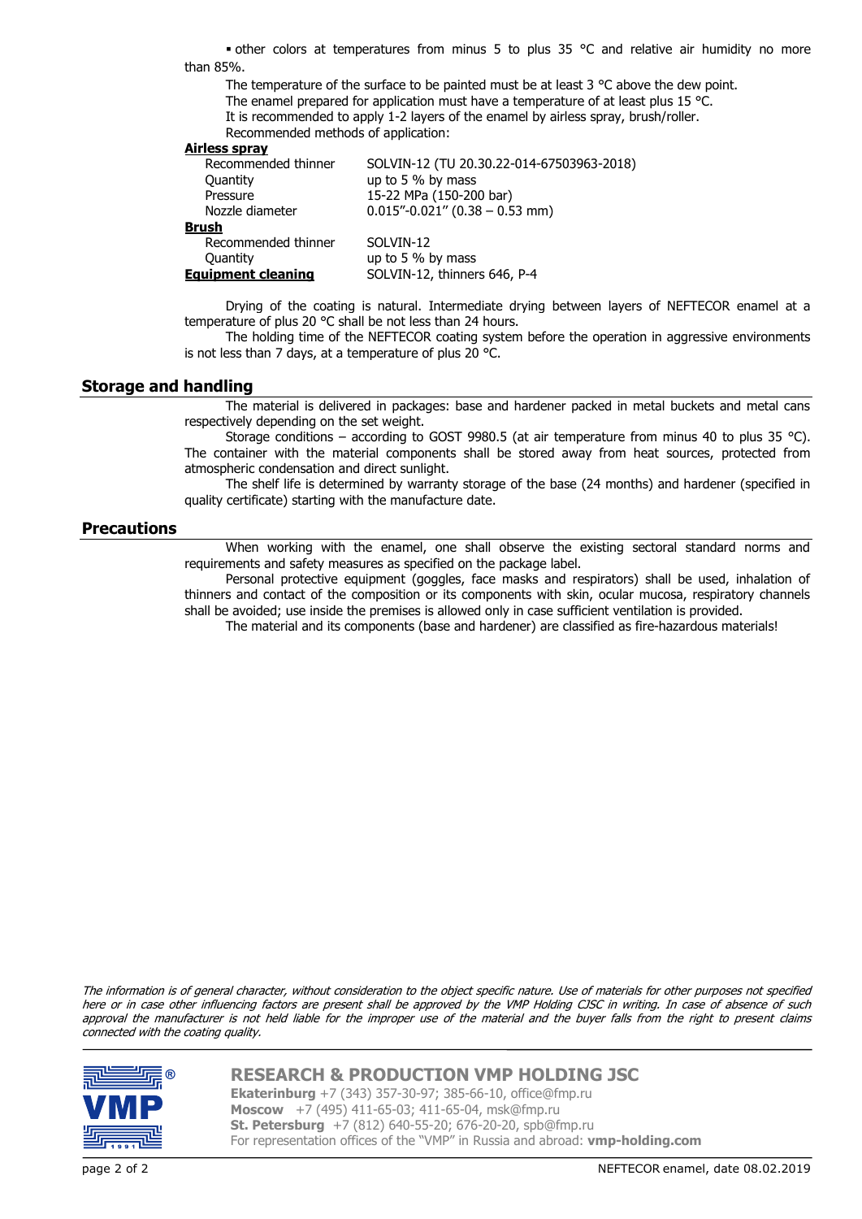- other colors at temperatures from minus 5 to plus 35 °C and relative air humidity no more than 85%.

The temperature of the surface to be painted must be at least 3 °C above the dew point.
The enamel prepared for application must have a temperature of at least plus 15 °C.
It is recommended to apply 1-2 layers of the enamel by airless spray, brush/roller.
Recommended methods of application:

| | |
|---|---|
| **Airless spray** | |
| Recommended thinner | SOLVIN-12 (TU 20.30.22-014-67503963-2018) |
| Quantity | up to 5 % by mass |
| Pressure | 15-22 MPa (150-200 bar) |
| Nozzle diameter | 0.015"-0.021" (0.38 – 0.53 mm) |
| **Brush** | |
| Recommended thinner | SOLVIN-12 |
| Quantity | up to 5 % by mass |
| **Equipment cleaning** | SOLVIN-12, thinners 646, P-4 |

Drying of the coating is natural. Intermediate drying between layers of NEFTECOR enamel at a temperature of plus 20 °C shall be not less than 24 hours.

The holding time of the NEFTECOR coating system before the operation in aggressive environments is not less than 7 days, at a temperature of plus 20 °C.

## Storage and handling

The material is delivered in packages: base and hardener packed in metal buckets and metal cans respectively depending on the set weight.

Storage conditions – according to GOST 9980.5 (at air temperature from minus 40 to plus 35 °C). The container with the material components shall be stored away from heat sources, protected from atmospheric condensation and direct sunlight.

The shelf life is determined by warranty storage of the base (24 months) and hardener (specified in quality certificate) starting with the manufacture date.

## Precautions

When working with the enamel, one shall observe the existing sectoral standard norms and requirements and safety measures as specified on the package label.

Personal protective equipment (goggles, face masks and respirators) shall be used, inhalation of thinners and contact of the composition or its components with skin, ocular mucosa, respiratory channels shall be avoided; use inside the premises is allowed only in case sufficient ventilation is provided.

The material and its components (base and hardener) are classified as fire-hazardous materials!

*The information is of general character, without consideration to the object specific nature. Use of materials for other purposes not specified here or in case other influencing factors are present shall be approved by the VMP Holding CJSC in writing. In case of absence of such approval the manufacturer is not held liable for the improper use of the material and the buyer falls from the right to present claims connected with the coating quality.*

**RESEARCH & PRODUCTION VMP HOLDING JSC**
**Ekaterinburg** +7 (343) 357-30-97; 385-66-10, office@fmp.ru
**Moscow** +7 (495) 411-65-03; 411-65-04, msk@fmp.ru
**St. Petersburg** +7 (812) 640-55-20; 676-20-20, spb@fmp.ru
For representation offices of the "VMP" in Russia and abroad: **vmp-holding.com**